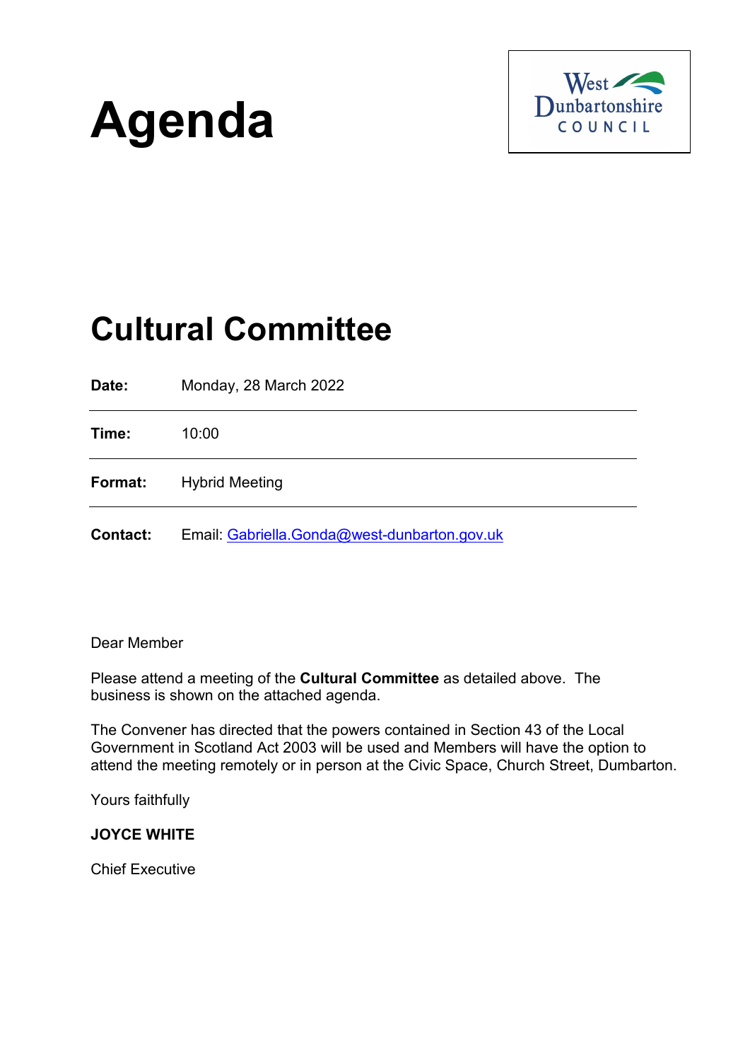# Agenda

West Dunbartonshire COUNCIL

## Cultural Committee

| | |
|---|---|
| **Date:** | Monday, 28 March 2022 |
| **Time:** | 10:00 |
| **Format:** | Hybrid Meeting |
| **Contact:** | Email: Gabriella.Gonda@west-dunbarton.gov.uk |

Dear Member

Please attend a meeting of the **Cultural Committee** as detailed above. The business is shown on the attached agenda.

The Convener has directed that the powers contained in Section 43 of the Local Government in Scotland Act 2003 will be used and Members will have the option to attend the meeting remotely or in person at the Civic Space, Church Street, Dumbarton.

Yours faithfully

**JOYCE WHITE**

Chief Executive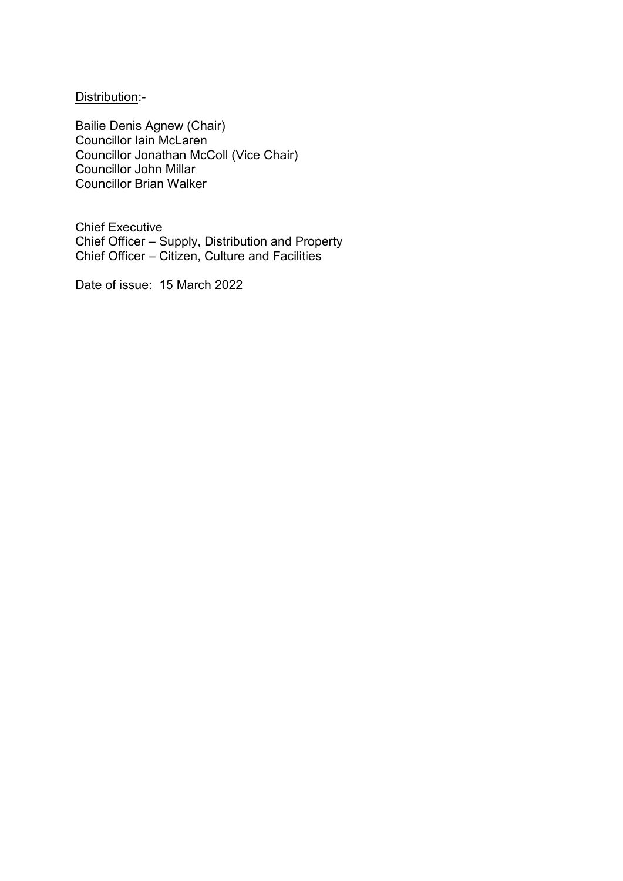Distribution:-

Bailie Denis Agnew (Chair)
Councillor Iain McLaren
Councillor Jonathan McColl (Vice Chair)
Councillor John Millar
Councillor Brian Walker

Chief Executive
Chief Officer – Supply, Distribution and Property
Chief Officer – Citizen, Culture and Facilities

Date of issue: 15 March 2022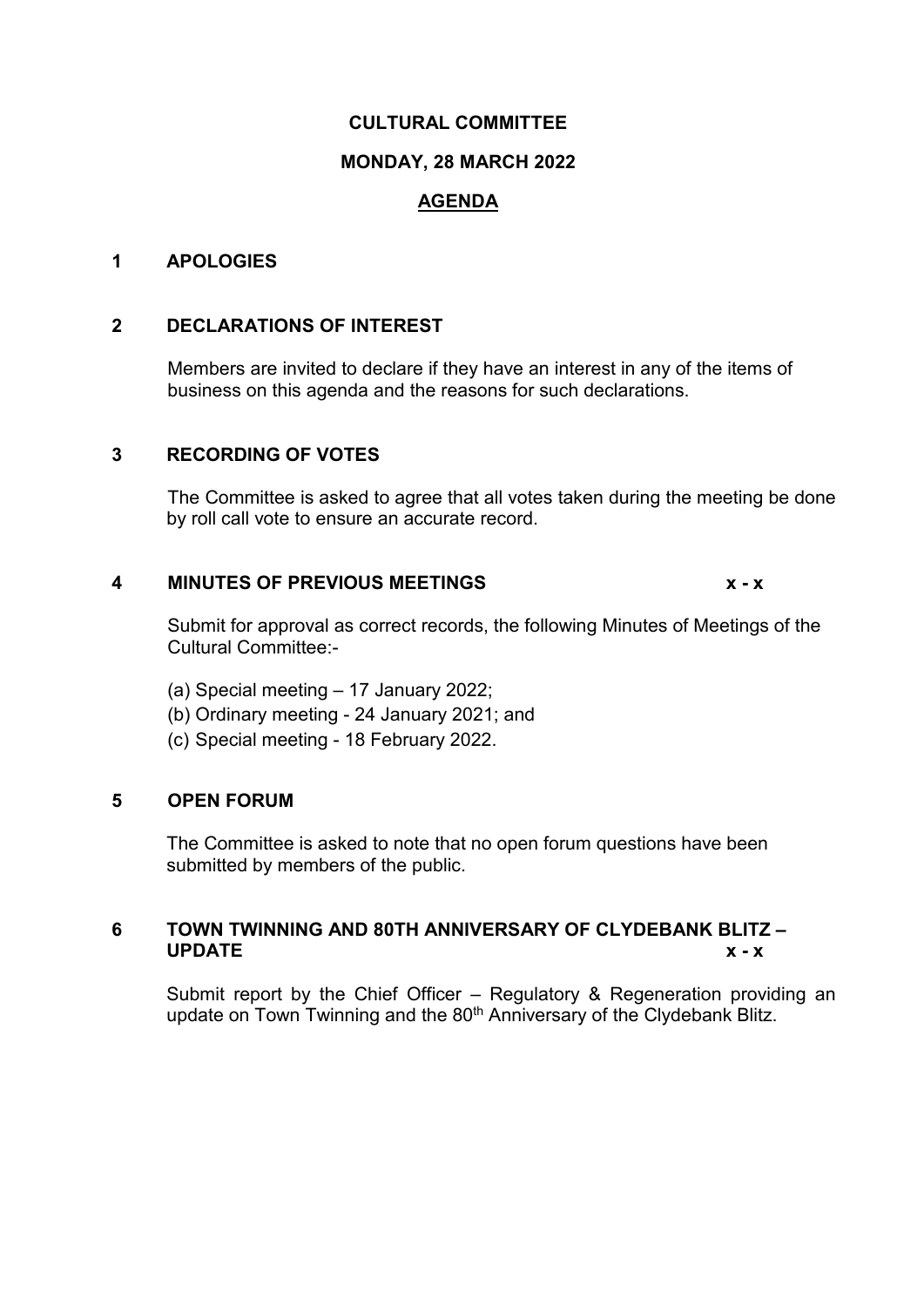**CULTURAL COMMITTEE**

**MONDAY, 28 MARCH 2022**

**AGENDA**

**1 APOLOGIES**

**2 DECLARATIONS OF INTEREST**

Members are invited to declare if they have an interest in any of the items of business on this agenda and the reasons for such declarations.

**3 RECORDING OF VOTES**

The Committee is asked to agree that all votes taken during the meeting be done by roll call vote to ensure an accurate record.

**4 MINUTES OF PREVIOUS MEETINGS x - x**

Submit for approval as correct records, the following Minutes of Meetings of the Cultural Committee:-

(a) Special meeting – 17 January 2022;
(b) Ordinary meeting - 24 January 2021; and
(c) Special meeting - 18 February 2022.

**5 OPEN FORUM**

The Committee is asked to note that no open forum questions have been submitted by members of the public.

**6 TOWN TWINNING AND 80TH ANNIVERSARY OF CLYDEBANK BLITZ – UPDATE x - x**

Submit report by the Chief Officer – Regulatory & Regeneration providing an update on Town Twinning and the 80th Anniversary of the Clydebank Blitz.